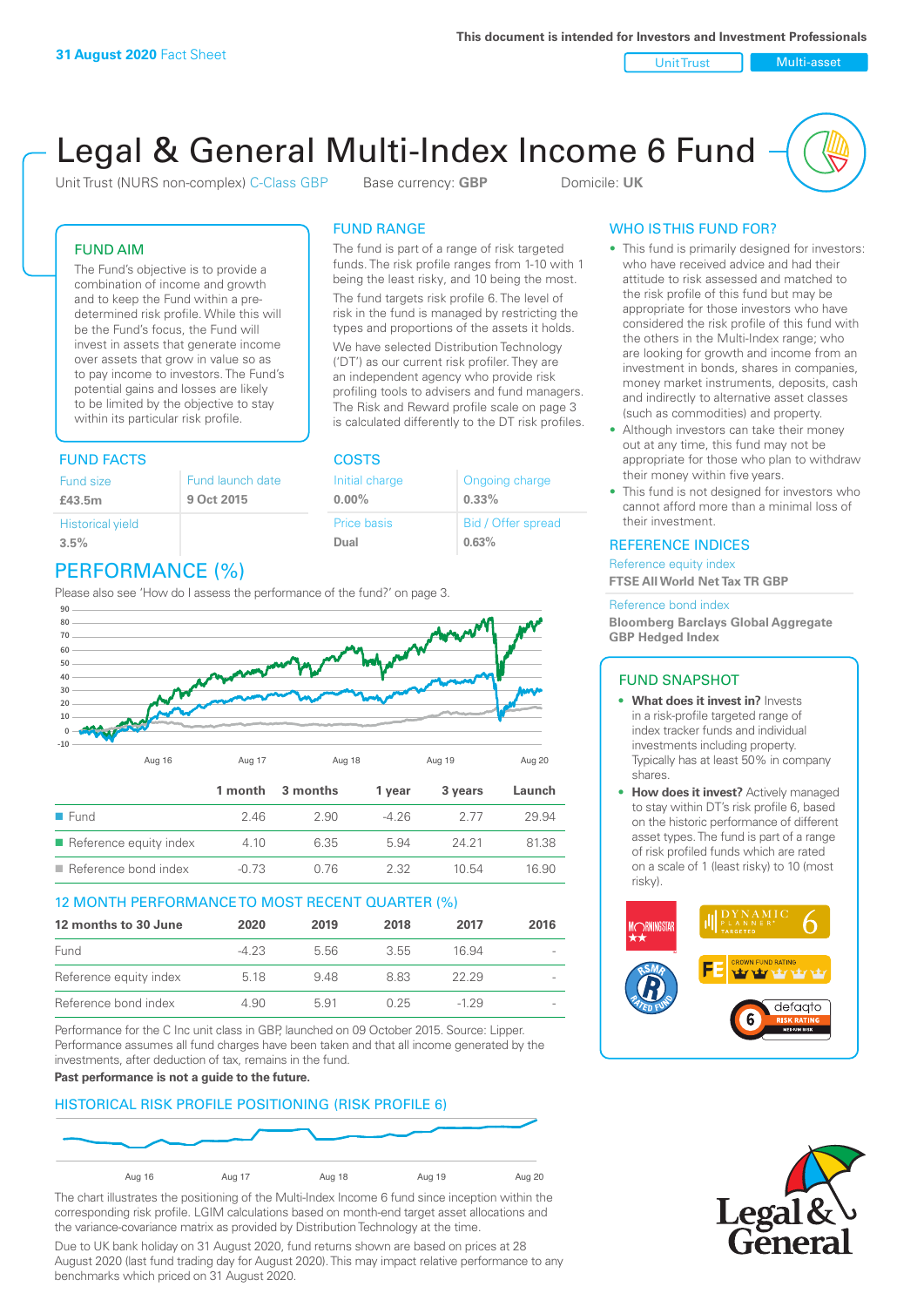31 August 2020 Fact Sheet

This document is intended for Investors and Investment Professionals

Unit Trust | Multi-asset

# Legal & General Multi-Index Income 6 Fund

Unit Trust (NURS non-complex) C-Class GBP    Base currency: **GBP**    Domicile: **UK**

## FUND AIM

The Fund's objective is to provide a combination of income and growth and to keep the Fund within a pre-determined risk profile. While this will be the Fund's focus, the Fund will invest in assets that generate income over assets that grow in value so as to pay income to investors. The Fund's potential gains and losses are likely to be limited by the objective to stay within its particular risk profile.

## FUND RANGE

The fund is part of a range of risk targeted funds. The risk profile ranges from 1-10 with 1 being the least risky, and 10 being the most.

The fund targets risk profile 6. The level of risk in the fund is managed by restricting the types and proportions of the assets it holds. We have selected Distribution Technology ('DT') as our current risk profiler. They are an independent agency who provide risk profiling tools to advisers and fund managers. The Risk and Reward profile scale on page 3 is calculated differently to the DT risk profiles.

## FUND FACTS

| Fund size | Fund launch date |
|---|---|
| **£43.5m** | **9 Oct 2015** |
| Historical yield | |
| **3.5%** | |

## COSTS

| Initial charge | Ongoing charge |
|---|---|
| **0.00%** | **0.33%** |
| Price basis | Bid / Offer spread |
| **Dual** | **0.63%** |

## PERFORMANCE (%)

Please also see 'How do I assess the performance of the fund?' on page 3.

| | 1 month | 3 months | 1 year | 3 years | Launch |
|---|---|---|---|---|---|
| Fund | 2.46 | 2.90 | -4.26 | 2.77 | 29.94 |
| Reference equity index | 4.10 | 6.35 | 5.94 | 24.21 | 81.38 |
| Reference bond index | -0.73 | 0.76 | 2.32 | 10.54 | 16.90 |

## 12 MONTH PERFORMANCE TO MOST RECENT QUARTER (%)

| 12 months to 30 June | 2020 | 2019 | 2018 | 2017 | 2016 |
|---|---|---|---|---|---|
| Fund | -4.23 | 5.56 | 3.55 | 16.94 | - |
| Reference equity index | 5.18 | 9.48 | 8.83 | 22.29 | - |
| Reference bond index | 4.90 | 5.91 | 0.25 | -1.29 | - |

Performance for the C Inc unit class in GBP, launched on 09 October 2015. Source: Lipper. Performance assumes all fund charges have been taken and that all income generated by the investments, after deduction of tax, remains in the fund.

**Past performance is not a guide to the future.**

## HISTORICAL RISK PROFILE POSITIONING (RISK PROFILE 6)

The chart illustrates the positioning of the Multi-Index Income 6 fund since inception within the corresponding risk profile. LGIM calculations based on month-end target asset allocations and the variance-covariance matrix as provided by Distribution Technology at the time.

Due to UK bank holiday on 31 August 2020, fund returns shown are based on prices at 28 August 2020 (last fund trading day for August 2020). This may impact relative performance to any benchmarks which priced on 31 August 2020.

## WHO IS THIS FUND FOR?

- This fund is primarily designed for investors: who have received advice and had their attitude to risk assessed and matched to the risk profile of this fund but may be appropriate for those investors who have considered the risk profile of this fund with the others in the Multi-Index range; who are looking for growth and income from an investment in bonds, shares in companies, money market instruments, deposits, cash and indirectly to alternative asset classes (such as commodities) and property.
- Although investors can take their money out at any time, this fund may not be appropriate for those who plan to withdraw their money within five years.
- This fund is not designed for investors who cannot afford more than a minimal loss of their investment.

## REFERENCE INDICES

Reference equity index
**FTSE All World Net Tax TR GBP**

Reference bond index
**Bloomberg Barclays Global Aggregate GBP Hedged Index**

## FUND SNAPSHOT

- **What does it invest in?** Invests in a risk-profile targeted range of index tracker funds and individual investments including property. Typically has at least 50% in company shares.
- **How does it invest?** Actively managed to stay within DT's risk profile 6, based on the historic performance of different asset types. The fund is part of a range of risk profiled funds which are rated on a scale of 1 (least risky) to 10 (most risky).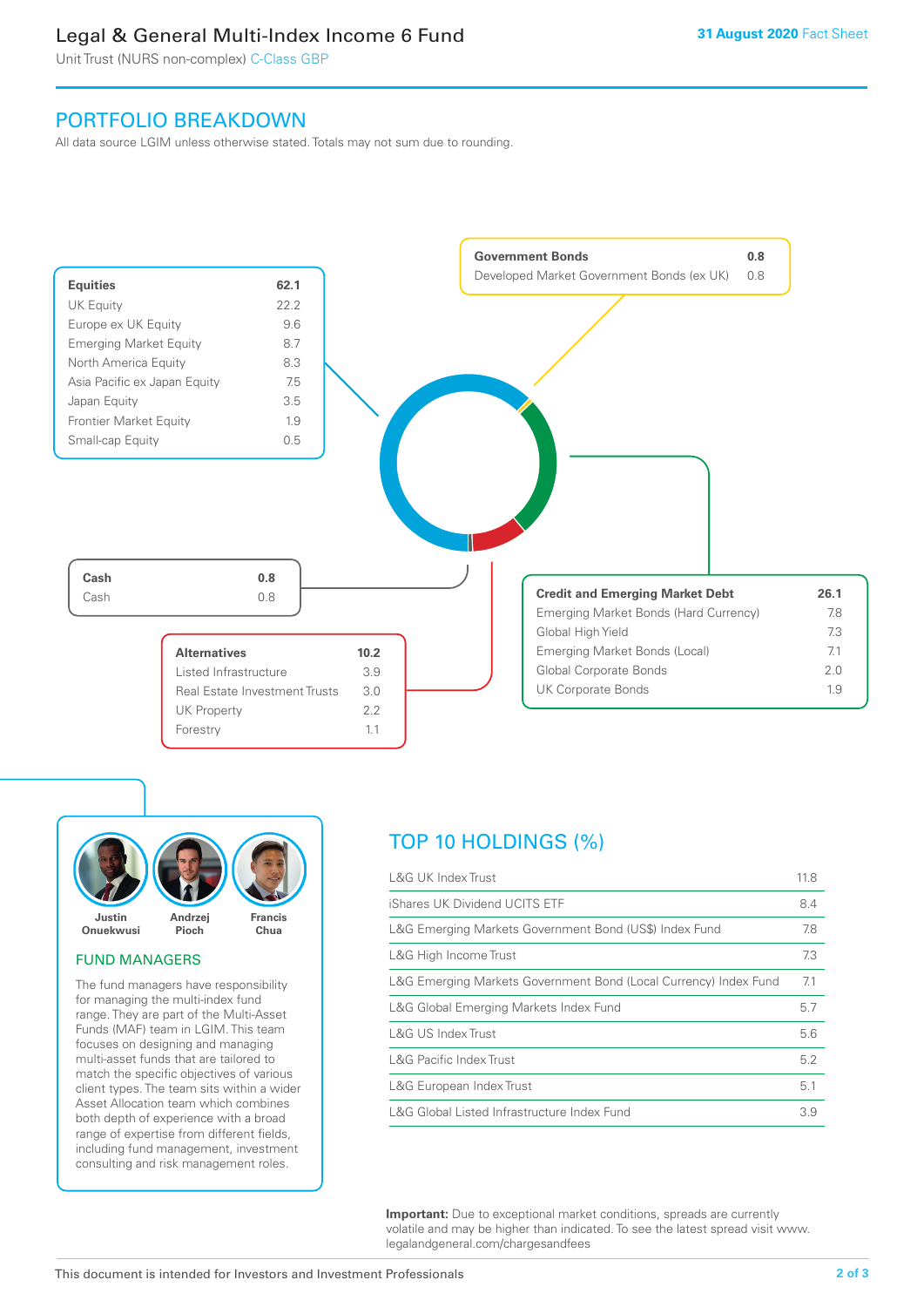# Legal & General Multi-Index Income 6 Fund

Unit Trust (NURS non-complex) C-Class GBP

**31 August 2020** Fact Sheet

## PORTFOLIO BREAKDOWN

All data source LGIM unless otherwise stated. Totals may not sum due to rounding.

| **Equities** | **62.1** |
|---|---|
| UK Equity | 22.2 |
| Europe ex UK Equity | 9.6 |
| Emerging Market Equity | 8.7 |
| North America Equity | 8.3 |
| Asia Pacific ex Japan Equity | 7.5 |
| Japan Equity | 3.5 |
| Frontier Market Equity | 1.9 |
| Small-cap Equity | 0.5 |

| **Government Bonds** | **0.8** |
|---|---|
| Developed Market Government Bonds (ex UK) | 0.8 |

| **Cash** | **0.8** |
|---|---|
| Cash | 0.8 |

| **Alternatives** | **10.2** |
|---|---|
| Listed Infrastructure | 3.9 |
| Real Estate Investment Trusts | 3.0 |
| UK Property | 2.2 |
| Forestry | 1.1 |

| **Credit and Emerging Market Debt** | **26.1** |
|---|---|
| Emerging Market Bonds (Hard Currency) | 7.8 |
| Global High Yield | 7.3 |
| Emerging Market Bonds (Local) | 7.1 |
| Global Corporate Bonds | 2.0 |
| UK Corporate Bonds | 1.9 |

**Justin Onuekwusi** **Andrzej Pioch** **Francis Chua**

## FUND MANAGERS

The fund managers have responsibility for managing the multi-index fund range. They are part of the Multi-Asset Funds (MAF) team in LGIM. This team focuses on designing and managing multi-asset funds that are tailored to match the specific objectives of various client types. The team sits within a wider Asset Allocation team which combines both depth of experience with a broad range of expertise from different fields, including fund management, investment consulting and risk management roles.

## TOP 10 HOLDINGS (%)

| Holding | % |
|---|---|
| L&G UK Index Trust | 11.8 |
| iShares UK Dividend UCITS ETF | 8.4 |
| L&G Emerging Markets Government Bond (US$) Index Fund | 7.8 |
| L&G High Income Trust | 7.3 |
| L&G Emerging Markets Government Bond (Local Currency) Index Fund | 7.1 |
| L&G Global Emerging Markets Index Fund | 5.7 |
| L&G US Index Trust | 5.6 |
| L&G Pacific Index Trust | 5.2 |
| L&G European Index Trust | 5.1 |
| L&G Global Listed Infrastructure Index Fund | 3.9 |

**Important:** Due to exceptional market conditions, spreads are currently volatile and may be higher than indicated. To see the latest spread visit www.legalandgeneral.com/chargesandfees

This document is intended for Investors and Investment Professionals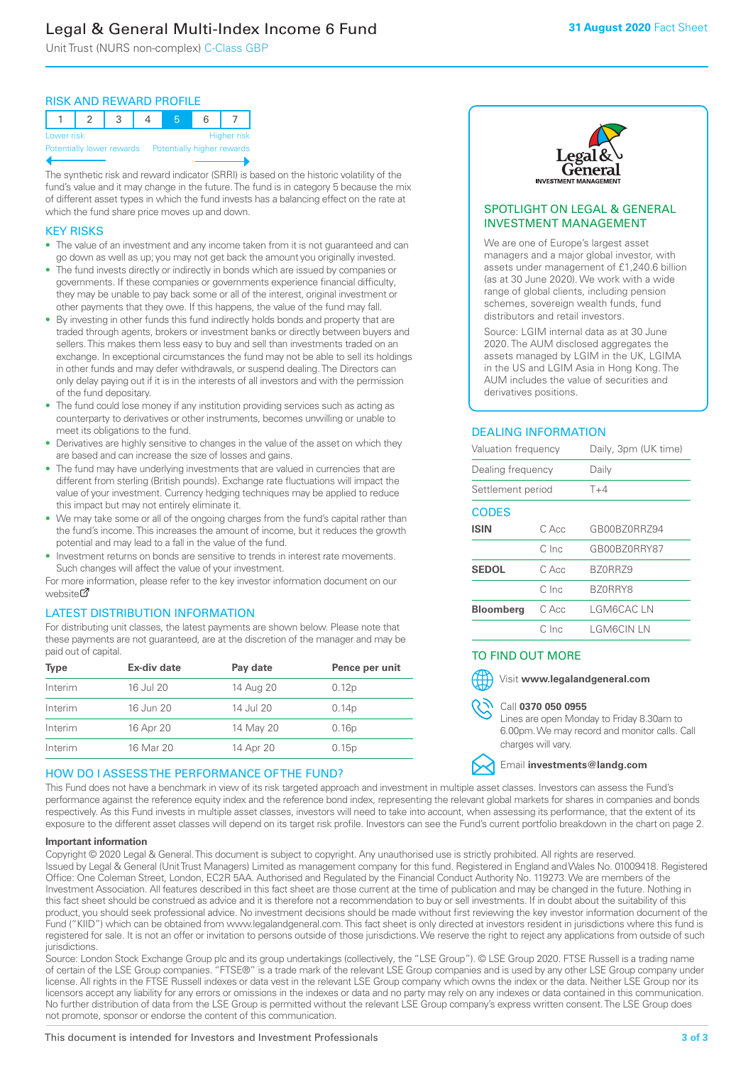# Legal & General Multi-Index Income 6 Fund

Unit Trust (NURS non-complex) C-Class GBP

**31 August 2020** Fact Sheet

## RISK AND REWARD PROFILE

| 1 | 2 | 3 | 4 | 5 | 6 | 7 |
|---|---|---|---|---|---|---|

Lower risk — Higher risk

Potentially lower rewards — Potentially higher rewards

The synthetic risk and reward indicator (SRRI) is based on the historic volatility of the fund's value and it may change in the future. The fund is in category 5 because the mix of different asset types in which the fund invests has a balancing effect on the rate at which the fund share price moves up and down.

## KEY RISKS

- The value of an investment and any income taken from it is not guaranteed and can go down as well as up; you may not get back the amount you originally invested.
- The fund invests directly or indirectly in bonds which are issued by companies or governments. If these companies or governments experience financial difficulty, they may be unable to pay back some or all of the interest, original investment or other payments that they owe. If this happens, the value of the fund may fall.
- By investing in other funds this fund indirectly holds bonds and property that are traded through agents, brokers or investment banks or directly between buyers and sellers. This makes them less easy to buy and sell than investments traded on an exchange. In exceptional circumstances the fund may not be able to sell its holdings in other funds and may defer withdrawals, or suspend dealing. The Directors can only delay paying out if it is in the interests of all investors and with the permission of the fund depositary.
- The fund could lose money if any institution providing services such as acting as counterparty to derivatives or other instruments, becomes unwilling or unable to meet its obligations to the fund.
- Derivatives are highly sensitive to changes in the value of the asset on which they are based and can increase the size of losses and gains.
- The fund may have underlying investments that are valued in currencies that are different from sterling (British pounds). Exchange rate fluctuations will impact the value of your investment. Currency hedging techniques may be applied to reduce this impact but may not entirely eliminate it.
- We may take some or all of the ongoing charges from the fund's capital rather than the fund's income. This increases the amount of income, but it reduces the growth potential and may lead to a fall in the value of the fund.
- Investment returns on bonds are sensitive to trends in interest rate movements. Such changes will affect the value of your investment.

For more information, please refer to the key investor information document on our website

## LATEST DISTRIBUTION INFORMATION

For distributing unit classes, the latest payments are shown below. Please note that these payments are not guaranteed, are at the discretion of the manager and may be paid out of capital.

| Type | Ex-div date | Pay date | Pence per unit |
|---|---|---|---|
| Interim | 16 Jul 20 | 14 Aug 20 | 0.12p |
| Interim | 16 Jun 20 | 14 Jul 20 | 0.14p |
| Interim | 16 Apr 20 | 14 May 20 | 0.16p |
| Interim | 16 Mar 20 | 14 Apr 20 | 0.15p |

## SPOTLIGHT ON LEGAL & GENERAL INVESTMENT MANAGEMENT

We are one of Europe's largest asset managers and a major global investor, with assets under management of £1,240.6 billion (as at 30 June 2020). We work with a wide range of global clients, including pension schemes, sovereign wealth funds, fund distributors and retail investors.

Source: LGIM internal data as at 30 June 2020. The AUM disclosed aggregates the assets managed by LGIM in the UK, LGIMA in the US and LGIM Asia in Hong Kong. The AUM includes the value of securities and derivatives positions.

## DEALING INFORMATION

| | |
|---|---|
| Valuation frequency | Daily, 3pm (UK time) |
| Dealing frequency | Daily |
| Settlement period | T+4 |

## CODES

| | | |
|---|---|---|
| **ISIN** | C Acc | GB00BZ0RRZ94 |
| | C Inc | GB00BZ0RRY87 |
| **SEDOL** | C Acc | BZ0RRZ9 |
| | C Inc | BZ0RRY8 |
| **Bloomberg** | C Acc | LGM6CAC LN |
| | C Inc | LGM6CIN LN |

## TO FIND OUT MORE

Visit **www.legalandgeneral.com**

Call **0370 050 0955**
Lines are open Monday to Friday 8.30am to 6.00pm. We may record and monitor calls. Call charges will vary.

Email **investments@landg.com**

## HOW DO I ASSESS THE PERFORMANCE OF THE FUND?

This Fund does not have a benchmark in view of its risk targeted approach and investment in multiple asset classes. Investors can assess the Fund's performance against the reference equity index and the reference bond index, representing the relevant global markets for shares in companies and bonds respectively. As this Fund invests in multiple asset classes, investors will need to take into account, when assessing its performance, that the extent of its exposure to the different asset classes will depend on its target risk profile. Investors can see the Fund's current portfolio breakdown in the chart on page 2.

**Important information**

Copyright © 2020 Legal & General. This document is subject to copyright. Any unauthorised use is strictly prohibited. All rights are reserved. Issued by Legal & General (Unit Trust Managers) Limited as management company for this fund. Registered in England and Wales No. 01009418. Registered Office: One Coleman Street, London, EC2R 5AA. Authorised and Regulated by the Financial Conduct Authority No. 119273. We are members of the Investment Association. All features described in this fact sheet are those current at the time of publication and may be changed in the future. Nothing in this fact sheet should be construed as advice and it is therefore not a recommendation to buy or sell investments. If in doubt about the suitability of this product, you should seek professional advice. No investment decisions should be made without first reviewing the key investor information document of the Fund ("KIID") which can be obtained from www.legalandgeneral.com. This fact sheet is only directed at investors resident in jurisdictions where this fund is registered for sale. It is not an offer or invitation to persons outside of those jurisdictions. We reserve the right to reject any applications from outside of such jurisdictions.

Source: London Stock Exchange Group plc and its group undertakings (collectively, the "LSE Group"). © LSE Group 2020. FTSE Russell is a trading name of certain of the LSE Group companies. "FTSE®" is a trade mark of the relevant LSE Group companies and is used by any other LSE Group company under license. All rights in the FTSE Russell indexes or data vest in the relevant LSE Group company which owns the index or the data. Neither LSE Group nor its licensors accept any liability for any errors or omissions in the indexes or data and no party may rely on any indexes or data contained in this communication. No further distribution of data from the LSE Group is permitted without the relevant LSE Group company's express written consent. The LSE Group does not promote, sponsor or endorse the content of this communication.

This document is intended for Investors and Investment Professionals